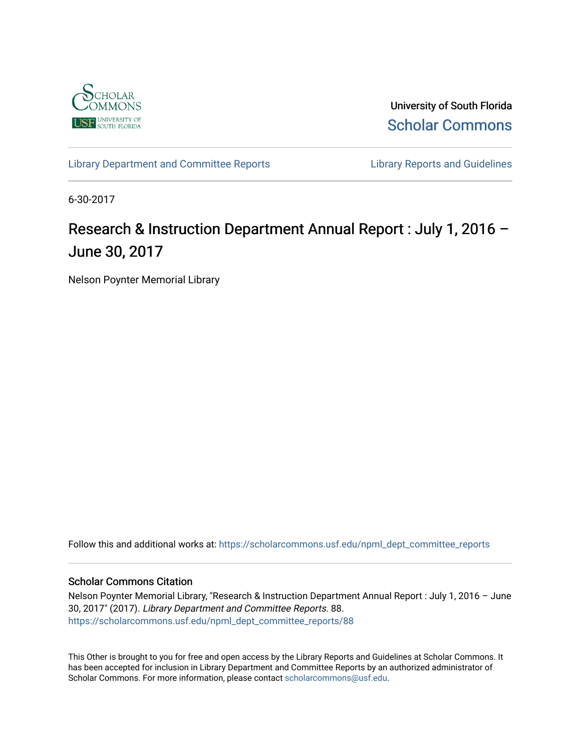University of South Florida

Scholar Commons

Library Department and Committee Reports

Library Reports and Guidelines

6-30-2017

# Research & Instruction Department Annual Report : July 1, 2016 – June 30, 2017

Nelson Poynter Memorial Library

Follow this and additional works at: https://scholarcommons.usf.edu/npml_dept_committee_reports

## Scholar Commons Citation

Nelson Poynter Memorial Library, "Research & Instruction Department Annual Report : July 1, 2016 – June 30, 2017" (2017). *Library Department and Committee Reports*. 88.
https://scholarcommons.usf.edu/npml_dept_committee_reports/88

This Other is brought to you for free and open access by the Library Reports and Guidelines at Scholar Commons. It has been accepted for inclusion in Library Department and Committee Reports by an authorized administrator of Scholar Commons. For more information, please contact scholarcommons@usf.edu.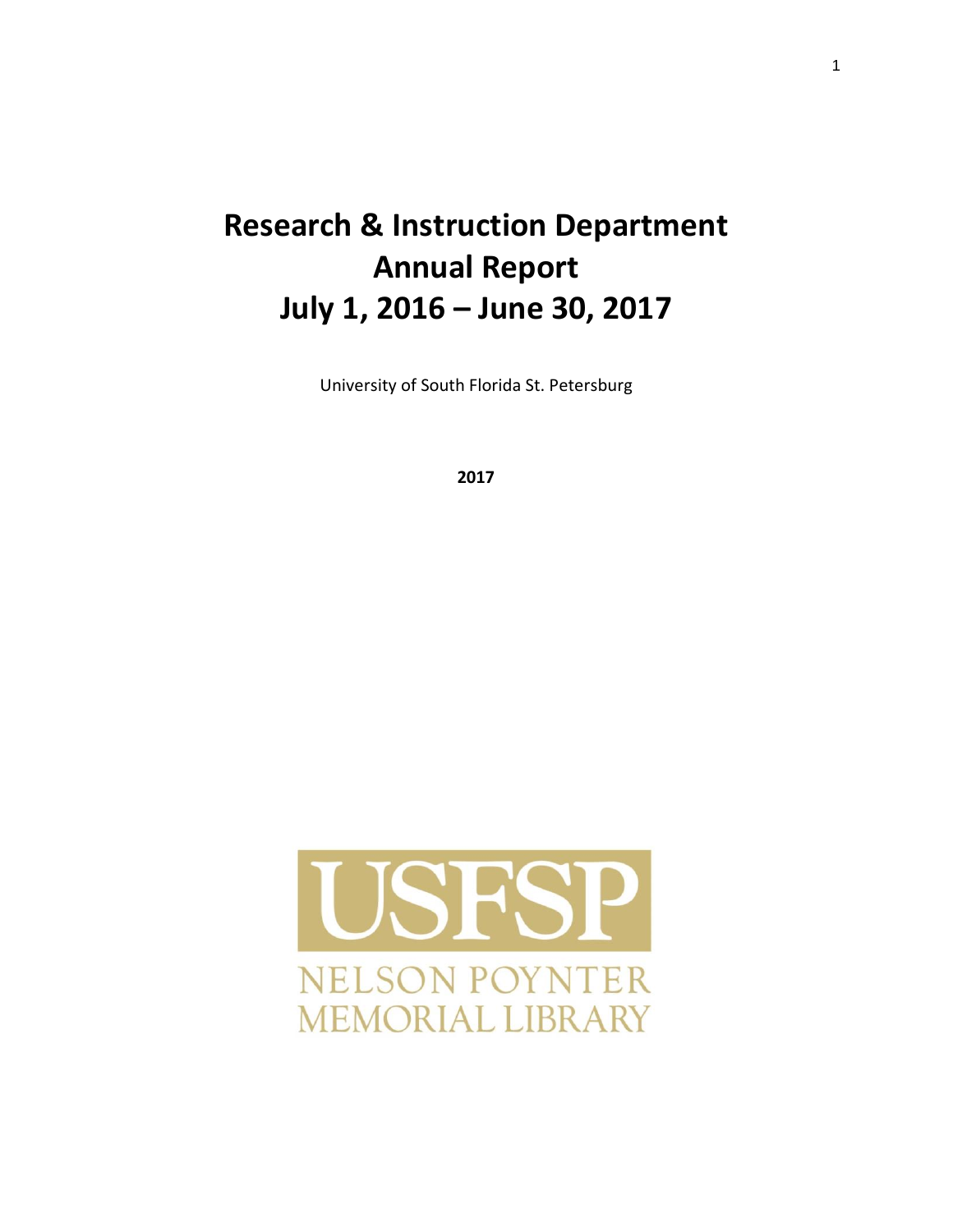# Research & Instruction Department Annual Report July 1, 2016 – June 30, 2017

University of South Florida St. Petersburg

**2017**

USFSP

NELSON POYNTER MEMORIAL LIBRARY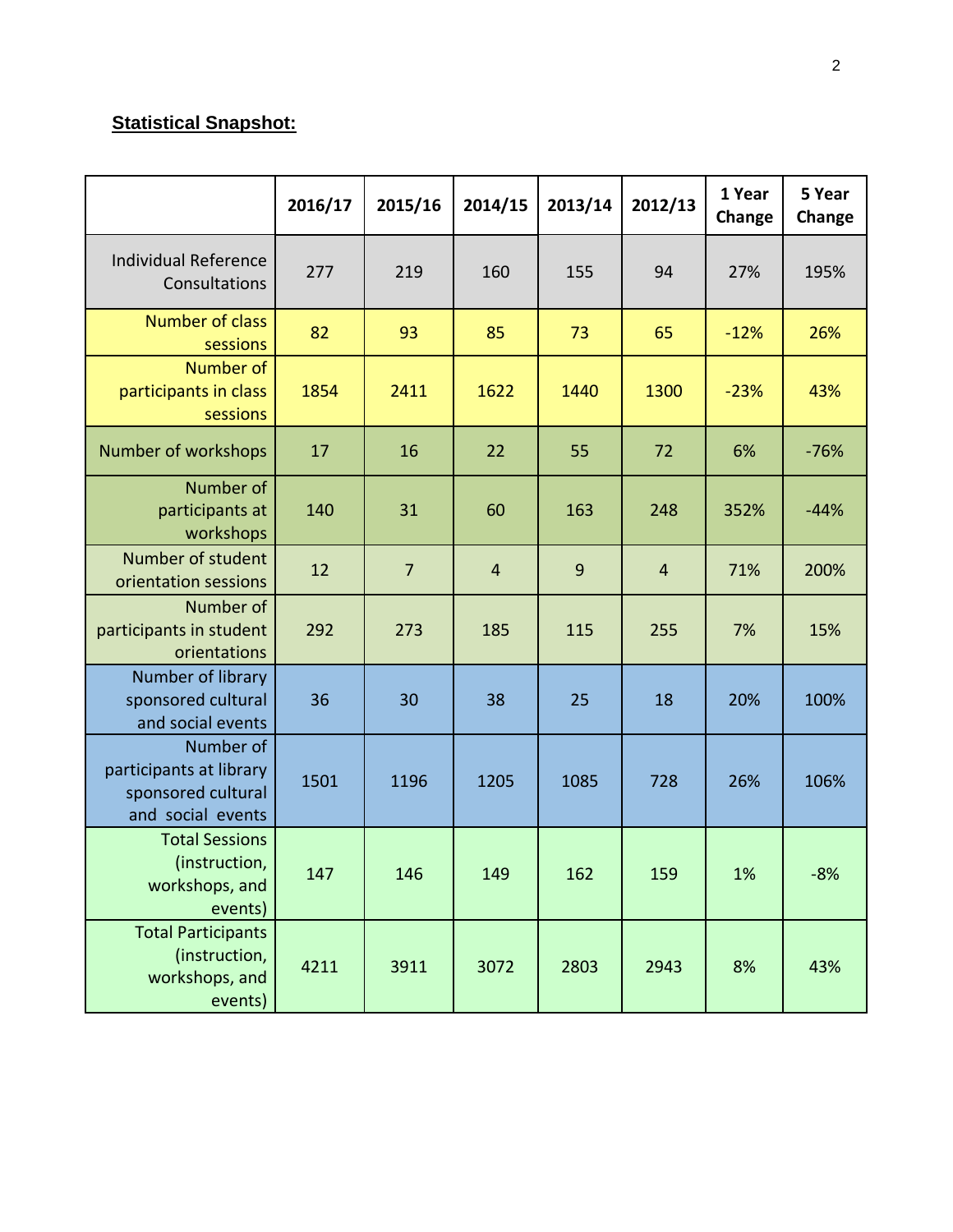**Statistical Snapshot:**

| | 2016/17 | 2015/16 | 2014/15 | 2013/14 | 2012/13 | 1 Year Change | 5 Year Change |
|---|---|---|---|---|---|---|---|
| Individual Reference Consultations | 277 | 219 | 160 | 155 | 94 | 27% | 195% |
| Number of class sessions | 82 | 93 | 85 | 73 | 65 | -12% | 26% |
| Number of participants in class sessions | 1854 | 2411 | 1622 | 1440 | 1300 | -23% | 43% |
| Number of workshops | 17 | 16 | 22 | 55 | 72 | 6% | -76% |
| Number of participants at workshops | 140 | 31 | 60 | 163 | 248 | 352% | -44% |
| Number of student orientation sessions | 12 | 7 | 4 | 9 | 4 | 71% | 200% |
| Number of participants in student orientations | 292 | 273 | 185 | 115 | 255 | 7% | 15% |
| Number of library sponsored cultural and social events | 36 | 30 | 38 | 25 | 18 | 20% | 100% |
| Number of participants at library sponsored cultural and social events | 1501 | 1196 | 1205 | 1085 | 728 | 26% | 106% |
| Total Sessions (instruction, workshops, and events) | 147 | 146 | 149 | 162 | 159 | 1% | -8% |
| Total Participants (instruction, workshops, and events) | 4211 | 3911 | 3072 | 2803 | 2943 | 8% | 43% |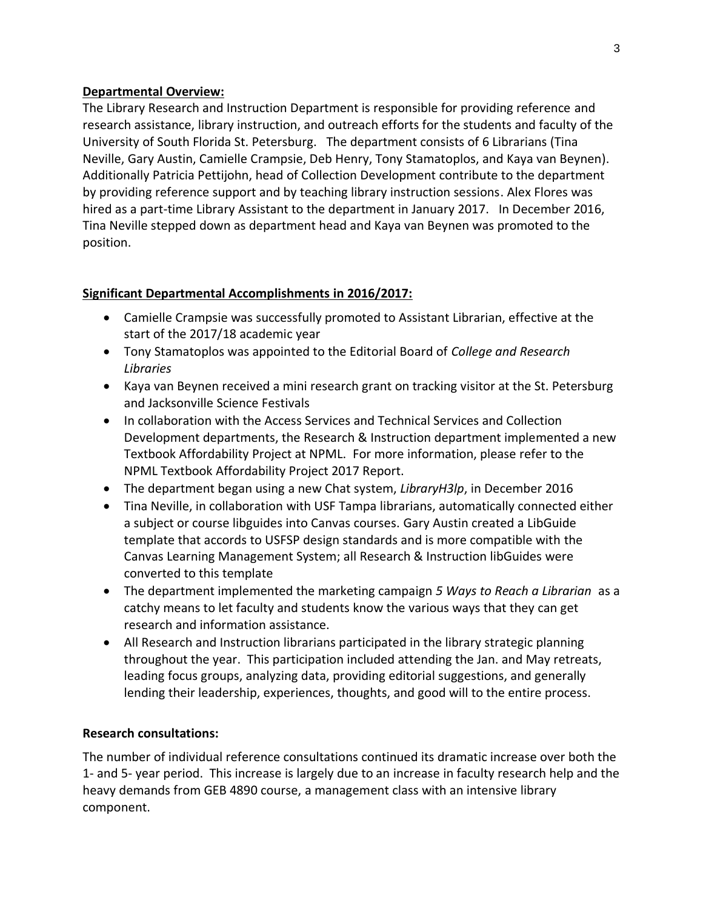**Departmental Overview:**

The Library Research and Instruction Department is responsible for providing reference and research assistance, library instruction, and outreach efforts for the students and faculty of the University of South Florida St. Petersburg. The department consists of 6 Librarians (Tina Neville, Gary Austin, Camielle Crampsie, Deb Henry, Tony Stamatoplos, and Kaya van Beynen). Additionally Patricia Pettijohn, head of Collection Development contribute to the department by providing reference support and by teaching library instruction sessions. Alex Flores was hired as a part-time Library Assistant to the department in January 2017. In December 2016, Tina Neville stepped down as department head and Kaya van Beynen was promoted to the position.

**Significant Departmental Accomplishments in 2016/2017:**

- Camielle Crampsie was successfully promoted to Assistant Librarian, effective at the start of the 2017/18 academic year
- Tony Stamatoplos was appointed to the Editorial Board of *College and Research Libraries*
- Kaya van Beynen received a mini research grant on tracking visitor at the St. Petersburg and Jacksonville Science Festivals
- In collaboration with the Access Services and Technical Services and Collection Development departments, the Research & Instruction department implemented a new Textbook Affordability Project at NPML. For more information, please refer to the NPML Textbook Affordability Project 2017 Report.
- The department began using a new Chat system, *LibraryH3lp*, in December 2016
- Tina Neville, in collaboration with USF Tampa librarians, automatically connected either a subject or course libguides into Canvas courses. Gary Austin created a LibGuide template that accords to USFSP design standards and is more compatible with the Canvas Learning Management System; all Research & Instruction libGuides were converted to this template
- The department implemented the marketing campaign *5 Ways to Reach a Librarian* as a catchy means to let faculty and students know the various ways that they can get research and information assistance.
- All Research and Instruction librarians participated in the library strategic planning throughout the year. This participation included attending the Jan. and May retreats, leading focus groups, analyzing data, providing editorial suggestions, and generally lending their leadership, experiences, thoughts, and good will to the entire process.

**Research consultations:**

The number of individual reference consultations continued its dramatic increase over both the 1- and 5- year period. This increase is largely due to an increase in faculty research help and the heavy demands from GEB 4890 course, a management class with an intensive library component.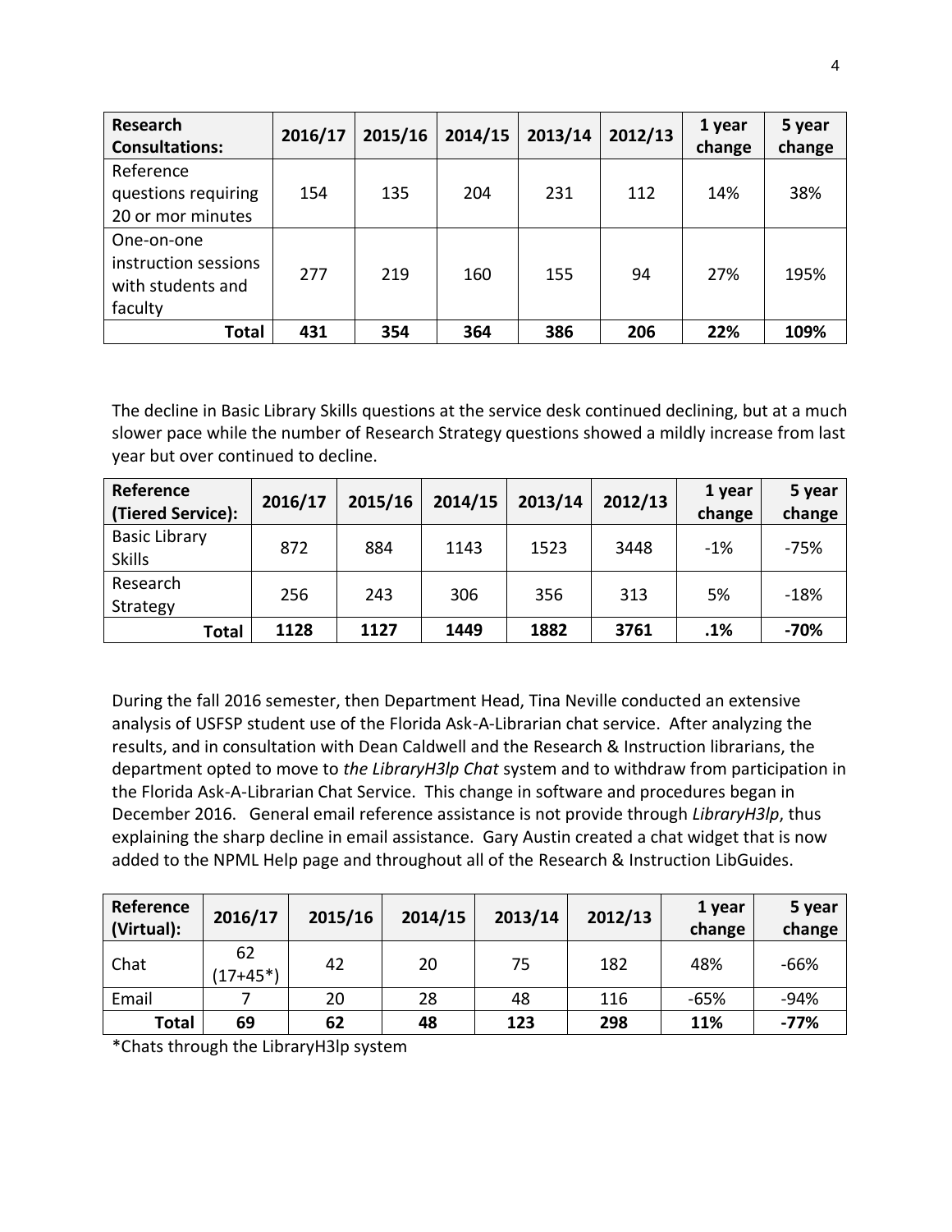| Research Consultations: | 2016/17 | 2015/16 | 2014/15 | 2013/14 | 2012/13 | 1 year change | 5 year change |
|---|---|---|---|---|---|---|---|
| Reference questions requiring 20 or mor minutes | 154 | 135 | 204 | 231 | 112 | 14% | 38% |
| One-on-one instruction sessions with students and faculty | 277 | 219 | 160 | 155 | 94 | 27% | 195% |
| **Total** | **431** | **354** | **364** | **386** | **206** | **22%** | **109%** |

The decline in Basic Library Skills questions at the service desk continued declining, but at a much slower pace while the number of Research Strategy questions showed a mildly increase from last year but over continued to decline.

| Reference (Tiered Service): | 2016/17 | 2015/16 | 2014/15 | 2013/14 | 2012/13 | 1 year change | 5 year change |
|---|---|---|---|---|---|---|---|
| Basic Library Skills | 872 | 884 | 1143 | 1523 | 3448 | -1% | -75% |
| Research Strategy | 256 | 243 | 306 | 356 | 313 | 5% | -18% |
| **Total** | **1128** | **1127** | **1449** | **1882** | **3761** | **.1%** | **-70%** |

During the fall 2016 semester, then Department Head, Tina Neville conducted an extensive analysis of USFSP student use of the Florida Ask-A-Librarian chat service. After analyzing the results, and in consultation with Dean Caldwell and the Research & Instruction librarians, the department opted to move to *the LibraryH3lp Chat* system and to withdraw from participation in the Florida Ask-A-Librarian Chat Service. This change in software and procedures began in December 2016. General email reference assistance is not provide through *LibraryH3lp*, thus explaining the sharp decline in email assistance. Gary Austin created a chat widget that is now added to the NPML Help page and throughout all of the Research & Instruction LibGuides.

| Reference (Virtual): | 2016/17 | 2015/16 | 2014/15 | 2013/14 | 2012/13 | 1 year change | 5 year change |
|---|---|---|---|---|---|---|---|
| Chat | 62 (17+45*) | 42 | 20 | 75 | 182 | 48% | -66% |
| Email | 7 | 20 | 28 | 48 | 116 | -65% | -94% |
| **Total** | **69** | **62** | **48** | **123** | **298** | **11%** | **-77%** |

*Chats through the LibraryH3lp system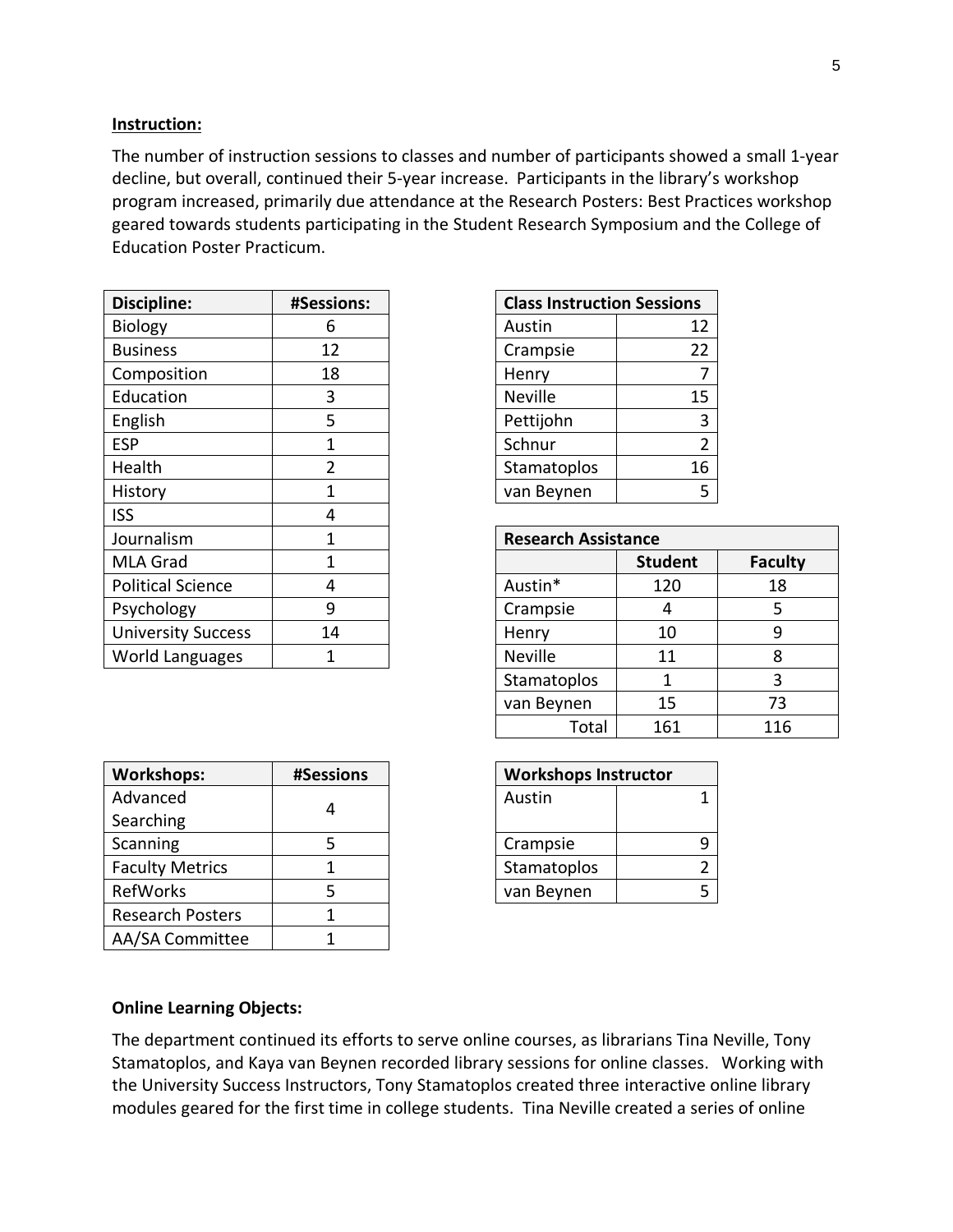**Instruction:**

The number of instruction sessions to classes and number of participants showed a small 1-year decline, but overall, continued their 5-year increase. Participants in the library's workshop program increased, primarily due attendance at the Research Posters: Best Practices workshop geared towards students participating in the Student Research Symposium and the College of Education Poster Practicum.

| Discipline: | #Sessions: |
|---|---|
| Biology | 6 |
| Business | 12 |
| Composition | 18 |
| Education | 3 |
| English | 5 |
| ESP | 1 |
| Health | 2 |
| History | 1 |
| ISS | 4 |
| Journalism | 1 |
| MLA Grad | 1 |
| Political Science | 4 |
| Psychology | 9 |
| University Success | 14 |
| World Languages | 1 |

| Class Instruction Sessions | |
|---|---|
| Austin | 12 |
| Crampsie | 22 |
| Henry | 7 |
| Neville | 15 |
| Pettijohn | 3 |
| Schnur | 2 |
| Stamatoplos | 16 |
| van Beynen | 5 |

| Research Assistance | | |
|---|---|---|
| | **Student** | **Faculty** |
| Austin* | 120 | 18 |
| Crampsie | 4 | 5 |
| Henry | 10 | 9 |
| Neville | 11 | 8 |
| Stamatoplos | 1 | 3 |
| van Beynen | 15 | 73 |
| Total | 161 | 116 |

| Workshops: | #Sessions |
|---|---|
| Advanced Searching | 4 |
| Scanning | 5 |
| Faculty Metrics | 1 |
| RefWorks | 5 |
| Research Posters | 1 |
| AA/SA Committee | 1 |

| Workshops Instructor | |
|---|---|
| Austin | 1 |
| Crampsie | 9 |
| Stamatoplos | 2 |
| van Beynen | 5 |

**Online Learning Objects:**

The department continued its efforts to serve online courses, as librarians Tina Neville, Tony Stamatoplos, and Kaya van Beynen recorded library sessions for online classes. Working with the University Success Instructors, Tony Stamatoplos created three interactive online library modules geared for the first time in college students. Tina Neville created a series of online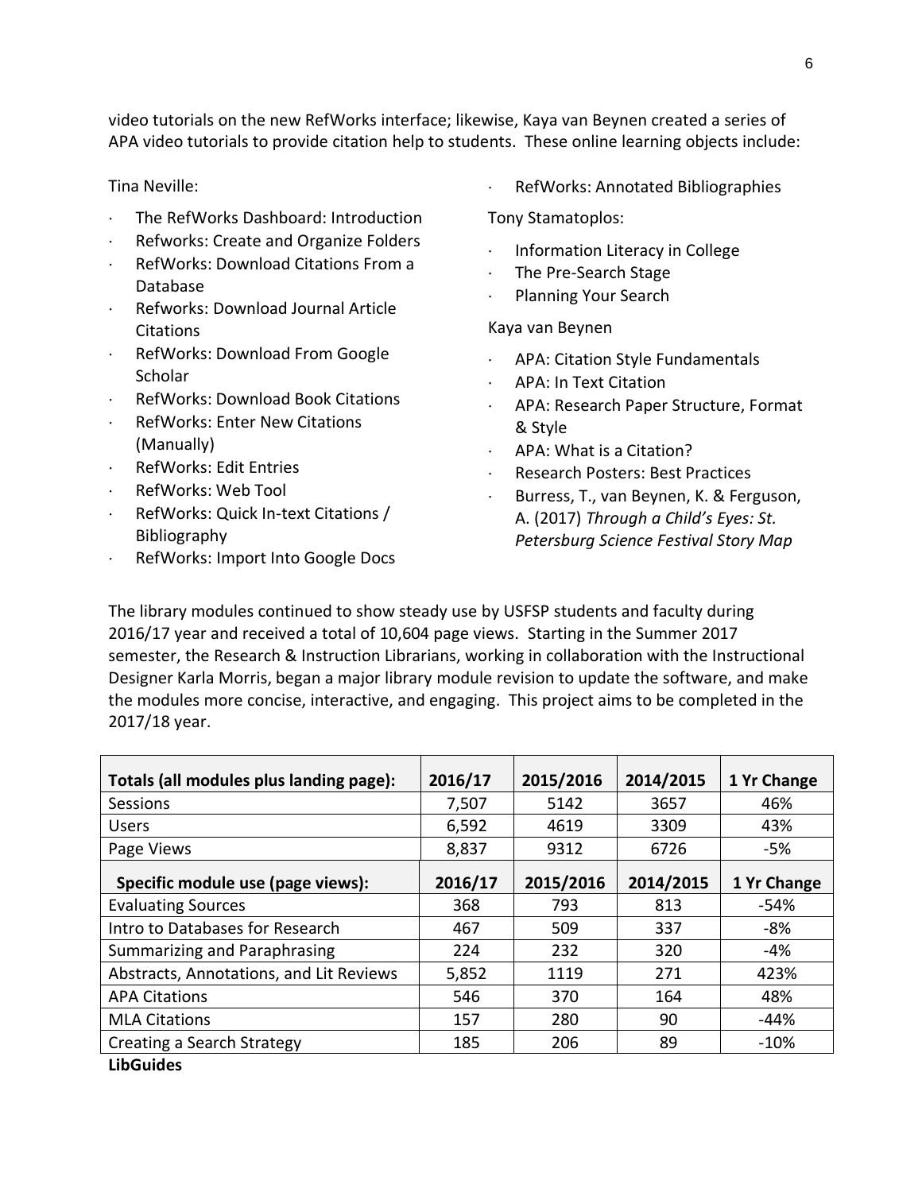video tutorials on the new RefWorks interface; likewise, Kaya van Beynen created a series of APA video tutorials to provide citation help to students. These online learning objects include:

Tina Neville:

- The RefWorks Dashboard: Introduction
- Refworks: Create and Organize Folders
- RefWorks: Download Citations From a Database
- Refworks: Download Journal Article Citations
- RefWorks: Download From Google Scholar
- RefWorks: Download Book Citations
- RefWorks: Enter New Citations (Manually)
- RefWorks: Edit Entries
- RefWorks: Web Tool
- RefWorks: Quick In-text Citations / Bibliography
- RefWorks: Import Into Google Docs
- RefWorks: Annotated Bibliographies

Tony Stamatoplos:

- Information Literacy in College
- The Pre-Search Stage
- Planning Your Search

Kaya van Beynen

- APA: Citation Style Fundamentals
- APA: In Text Citation
- APA: Research Paper Structure, Format & Style
- APA: What is a Citation?
- Research Posters: Best Practices
- Burress, T., van Beynen, K. & Ferguson, A. (2017) *Through a Child's Eyes: St. Petersburg Science Festival Story Map*

The library modules continued to show steady use by USFSP students and faculty during 2016/17 year and received a total of 10,604 page views. Starting in the Summer 2017 semester, the Research & Instruction Librarians, working in collaboration with the Instructional Designer Karla Morris, began a major library module revision to update the software, and make the modules more concise, interactive, and engaging. This project aims to be completed in the 2017/18 year.

| **Totals (all modules plus landing page):** | **2016/17** | **2015/2016** | **2014/2015** | **1 Yr Change** |
|---|---|---|---|---|
| Sessions | 7,507 | 5142 | 3657 | 46% |
| Users | 6,592 | 4619 | 3309 | 43% |
| Page Views | 8,837 | 9312 | 6726 | -5% |
| **Specific module use (page views):** | **2016/17** | **2015/2016** | **2014/2015** | **1 Yr Change** |
| Evaluating Sources | 368 | 793 | 813 | -54% |
| Intro to Databases for Research | 467 | 509 | 337 | -8% |
| Summarizing and Paraphrasing | 224 | 232 | 320 | -4% |
| Abstracts, Annotations, and Lit Reviews | 5,852 | 1119 | 271 | 423% |
| APA Citations | 546 | 370 | 164 | 48% |
| MLA Citations | 157 | 280 | 90 | -44% |
| Creating a Search Strategy | 185 | 206 | 89 | -10% |

**LibGuides**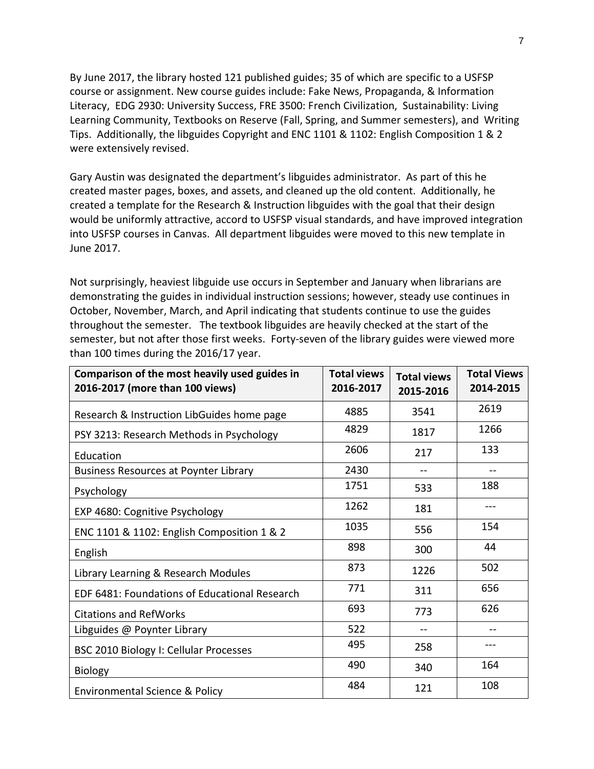By June 2017, the library hosted 121 published guides; 35 of which are specific to a USFSP course or assignment. New course guides include: Fake News, Propaganda, & Information Literacy, EDG 2930: University Success, FRE 3500: French Civilization, Sustainability: Living Learning Community, Textbooks on Reserve (Fall, Spring, and Summer semesters), and Writing Tips. Additionally, the libguides Copyright and ENC 1101 & 1102: English Composition 1 & 2 were extensively revised.

Gary Austin was designated the department's libguides administrator. As part of this he created master pages, boxes, and assets, and cleaned up the old content. Additionally, he created a template for the Research & Instruction libguides with the goal that their design would be uniformly attractive, accord to USFSP visual standards, and have improved integration into USFSP courses in Canvas. All department libguides were moved to this new template in June 2017.

Not surprisingly, heaviest libguide use occurs in September and January when librarians are demonstrating the guides in individual instruction sessions; however, steady use continues in October, November, March, and April indicating that students continue to use the guides throughout the semester. The textbook libguides are heavily checked at the start of the semester, but not after those first weeks. Forty-seven of the library guides were viewed more than 100 times during the 2016/17 year.

| Comparison of the most heavily used guides in 2016-2017 (more than 100 views) | Total views 2016-2017 | Total views 2015-2016 | Total Views 2014-2015 |
|---|---|---|---|
| Research & Instruction LibGuides home page | 4885 | 3541 | 2619 |
| PSY 3213: Research Methods in Psychology | 4829 | 1817 | 1266 |
| Education | 2606 | 217 | 133 |
| Business Resources at Poynter Library | 2430 | -- | -- |
| Psychology | 1751 | 533 | 188 |
| EXP 4680: Cognitive Psychology | 1262 | 181 | --- |
| ENC 1101 & 1102: English Composition 1 & 2 | 1035 | 556 | 154 |
| English | 898 | 300 | 44 |
| Library Learning & Research Modules | 873 | 1226 | 502 |
| EDF 6481: Foundations of Educational Research | 771 | 311 | 656 |
| Citations and RefWorks | 693 | 773 | 626 |
| Libguides @ Poynter Library | 522 | -- | -- |
| BSC 2010 Biology I: Cellular Processes | 495 | 258 | --- |
| Biology | 490 | 340 | 164 |
| Environmental Science & Policy | 484 | 121 | 108 |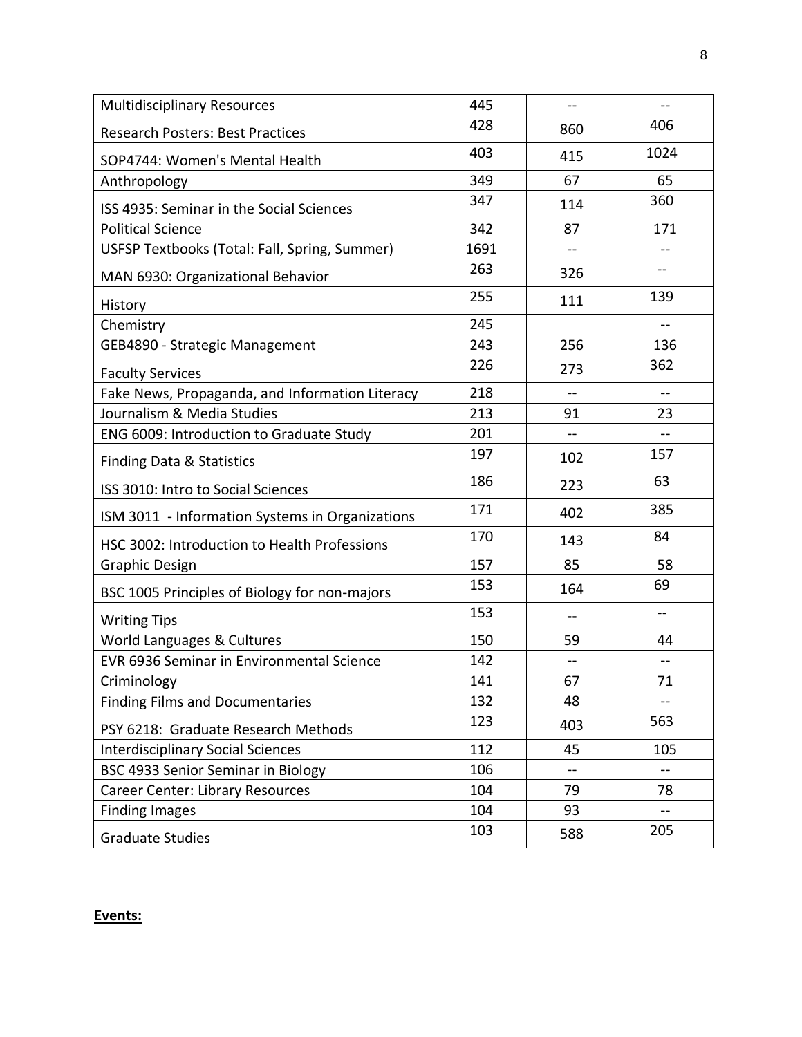| | | | |
|---|---|---|---|
| Multidisciplinary Resources | 445 | -- | -- |
| Research Posters: Best Practices | 428 | 860 | 406 |
| SOP4744: Women's Mental Health | 403 | 415 | 1024 |
| Anthropology | 349 | 67 | 65 |
| ISS 4935: Seminar in the Social Sciences | 347 | 114 | 360 |
| Political Science | 342 | 87 | 171 |
| USFSP Textbooks (Total: Fall, Spring, Summer) | 1691 | -- | -- |
| MAN 6930: Organizational Behavior | 263 | 326 | -- |
| History | 255 | 111 | 139 |
| Chemistry | 245 | | -- |
| GEB4890 - Strategic Management | 243 | 256 | 136 |
| Faculty Services | 226 | 273 | 362 |
| Fake News, Propaganda, and Information Literacy | 218 | -- | -- |
| Journalism & Media Studies | 213 | 91 | 23 |
| ENG 6009: Introduction to Graduate Study | 201 | -- | -- |
| Finding Data & Statistics | 197 | 102 | 157 |
| ISS 3010: Intro to Social Sciences | 186 | 223 | 63 |
| ISM 3011 - Information Systems in Organizations | 171 | 402 | 385 |
| HSC 3002: Introduction to Health Professions | 170 | 143 | 84 |
| Graphic Design | 157 | 85 | 58 |
| BSC 1005 Principles of Biology for non-majors | 153 | 164 | 69 |
| Writing Tips | 153 | -- | -- |
| World Languages & Cultures | 150 | 59 | 44 |
| EVR 6936 Seminar in Environmental Science | 142 | -- | -- |
| Criminology | 141 | 67 | 71 |
| Finding Films and Documentaries | 132 | 48 | -- |
| PSY 6218: Graduate Research Methods | 123 | 403 | 563 |
| Interdisciplinary Social Sciences | 112 | 45 | 105 |
| BSC 4933 Senior Seminar in Biology | 106 | -- | -- |
| Career Center: Library Resources | 104 | 79 | 78 |
| Finding Images | 104 | 93 | -- |
| Graduate Studies | 103 | 588 | 205 |

**Events:**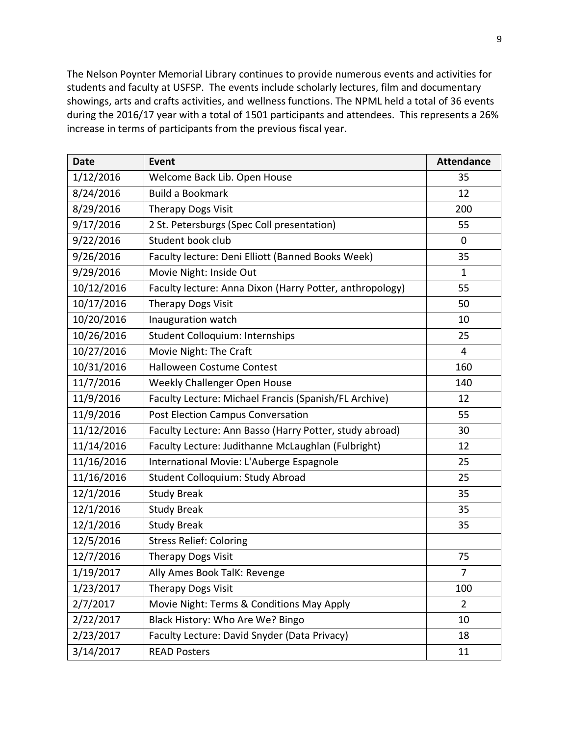The Nelson Poynter Memorial Library continues to provide numerous events and activities for students and faculty at USFSP. The events include scholarly lectures, film and documentary showings, arts and crafts activities, and wellness functions. The NPML held a total of 36 events during the 2016/17 year with a total of 1501 participants and attendees. This represents a 26% increase in terms of participants from the previous fiscal year.

| Date | Event | Attendance |
|---|---|---|
| 1/12/2016 | Welcome Back Lib. Open House | 35 |
| 8/24/2016 | Build a Bookmark | 12 |
| 8/29/2016 | Therapy Dogs Visit | 200 |
| 9/17/2016 | 2 St. Petersburgs (Spec Coll presentation) | 55 |
| 9/22/2016 | Student book club | 0 |
| 9/26/2016 | Faculty lecture: Deni Elliott (Banned Books Week) | 35 |
| 9/29/2016 | Movie Night: Inside Out | 1 |
| 10/12/2016 | Faculty lecture: Anna Dixon (Harry Potter, anthropology) | 55 |
| 10/17/2016 | Therapy Dogs Visit | 50 |
| 10/20/2016 | Inauguration watch | 10 |
| 10/26/2016 | Student Colloquium: Internships | 25 |
| 10/27/2016 | Movie Night: The Craft | 4 |
| 10/31/2016 | Halloween Costume Contest | 160 |
| 11/7/2016 | Weekly Challenger Open House | 140 |
| 11/9/2016 | Faculty Lecture: Michael Francis (Spanish/FL Archive) | 12 |
| 11/9/2016 | Post Election Campus Conversation | 55 |
| 11/12/2016 | Faculty Lecture: Ann Basso (Harry Potter, study abroad) | 30 |
| 11/14/2016 | Faculty Lecture: Judithanne McLaughlan (Fulbright) | 12 |
| 11/16/2016 | International Movie: L'Auberge Espagnole | 25 |
| 11/16/2016 | Student Colloquium: Study Abroad | 25 |
| 12/1/2016 | Study Break | 35 |
| 12/1/2016 | Study Break | 35 |
| 12/1/2016 | Study Break | 35 |
| 12/5/2016 | Stress Relief: Coloring | |
| 12/7/2016 | Therapy Dogs Visit | 75 |
| 1/19/2017 | Ally Ames Book TalK: Revenge | 7 |
| 1/23/2017 | Therapy Dogs Visit | 100 |
| 2/7/2017 | Movie Night: Terms & Conditions May Apply | 2 |
| 2/22/2017 | Black History: Who Are We? Bingo | 10 |
| 2/23/2017 | Faculty Lecture: David Snyder (Data Privacy) | 18 |
| 3/14/2017 | READ Posters | 11 |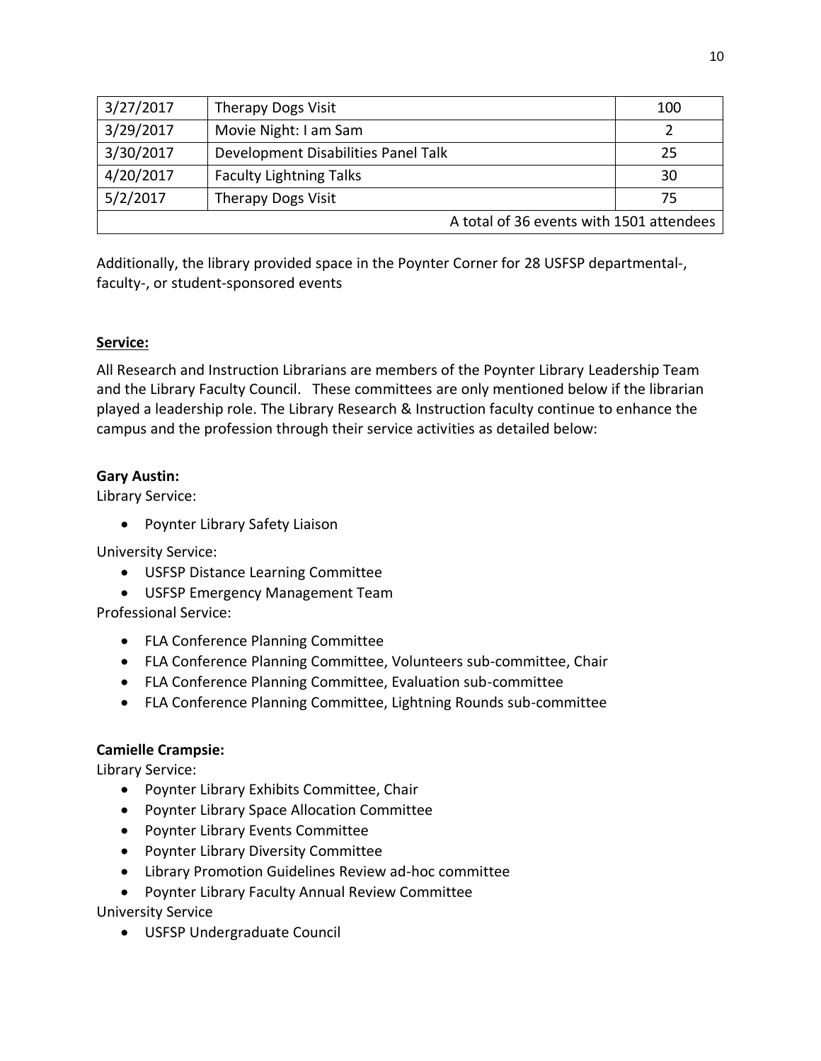| | | |
|---|---|---|
| 3/27/2017 | Therapy Dogs Visit | 100 |
| 3/29/2017 | Movie Night: I am Sam | 2 |
| 3/30/2017 | Development Disabilities Panel Talk | 25 |
| 4/20/2017 | Faculty Lightning Talks | 30 |
| 5/2/2017 | Therapy Dogs Visit | 75 |
| A total of 36 events with 1501 attendees | | |

Additionally, the library provided space in the Poynter Corner for 28 USFSP departmental-, faculty-, or student-sponsored events

**Service:**

All Research and Instruction Librarians are members of the Poynter Library Leadership Team and the Library Faculty Council. These committees are only mentioned below if the librarian played a leadership role. The Library Research & Instruction faculty continue to enhance the campus and the profession through their service activities as detailed below:

**Gary Austin:**

Library Service:

- Poynter Library Safety Liaison

University Service:

- USFSP Distance Learning Committee
- USFSP Emergency Management Team

Professional Service:

- FLA Conference Planning Committee
- FLA Conference Planning Committee, Volunteers sub-committee, Chair
- FLA Conference Planning Committee, Evaluation sub-committee
- FLA Conference Planning Committee, Lightning Rounds sub-committee

**Camielle Crampsie:**

Library Service:

- Poynter Library Exhibits Committee, Chair
- Poynter Library Space Allocation Committee
- Poynter Library Events Committee
- Poynter Library Diversity Committee
- Library Promotion Guidelines Review ad-hoc committee
- Poynter Library Faculty Annual Review Committee

University Service

- USFSP Undergraduate Council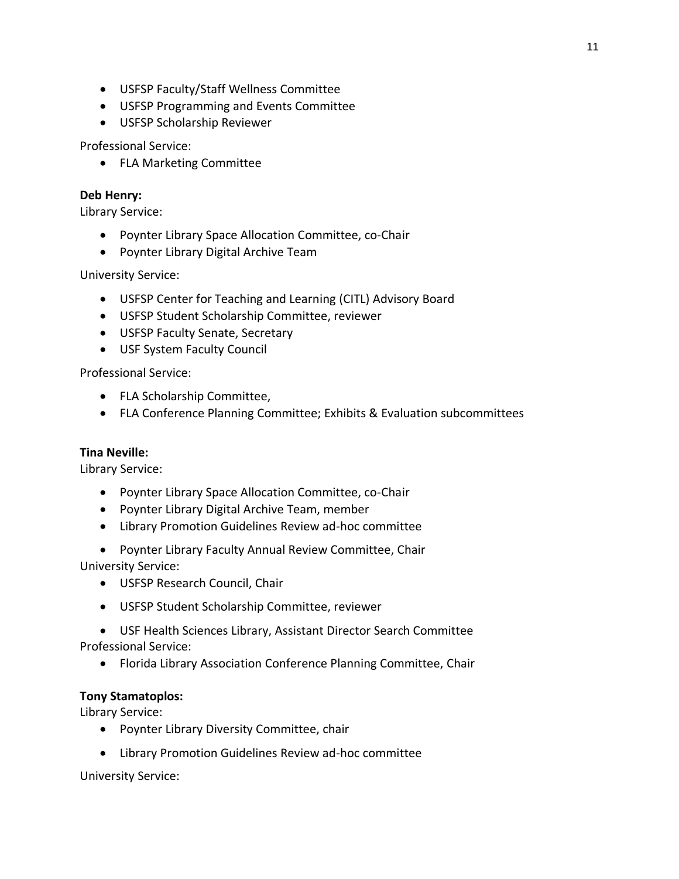- USFSP Faculty/Staff Wellness Committee
- USFSP Programming and Events Committee
- USFSP Scholarship Reviewer

Professional Service:

- FLA Marketing Committee

**Deb Henry:**

Library Service:

- Poynter Library Space Allocation Committee, co-Chair
- Poynter Library Digital Archive Team

University Service:

- USFSP Center for Teaching and Learning (CITL) Advisory Board
- USFSP Student Scholarship Committee, reviewer
- USFSP Faculty Senate, Secretary
- USF System Faculty Council

Professional Service:

- FLA Scholarship Committee,
- FLA Conference Planning Committee; Exhibits & Evaluation subcommittees

**Tina Neville:**

Library Service:

- Poynter Library Space Allocation Committee, co-Chair
- Poynter Library Digital Archive Team, member
- Library Promotion Guidelines Review ad-hoc committee
- Poynter Library Faculty Annual Review Committee, Chair

University Service:

- USFSP Research Council, Chair
- USFSP Student Scholarship Committee, reviewer
- USF Health Sciences Library, Assistant Director Search Committee

Professional Service:

- Florida Library Association Conference Planning Committee, Chair

**Tony Stamatoplos:**

Library Service:

- Poynter Library Diversity Committee, chair
- Library Promotion Guidelines Review ad-hoc committee

University Service: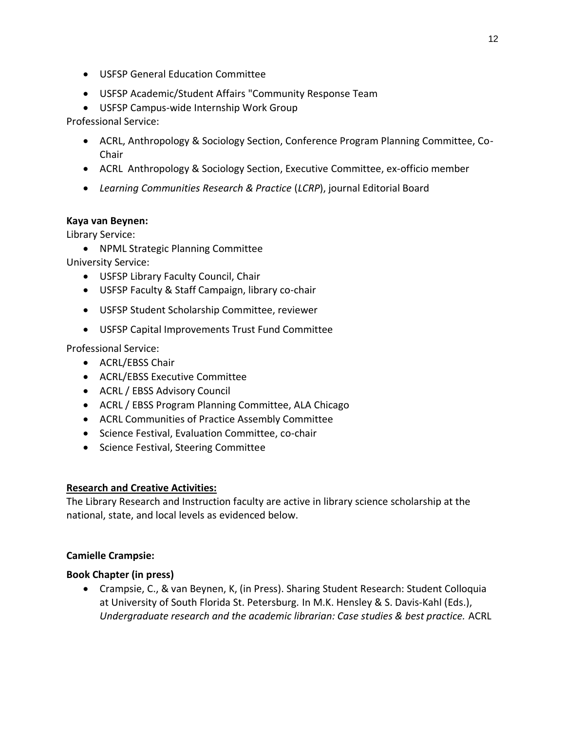- USFSP General Education Committee
- USFSP Academic/Student Affairs "Community Response Team
- USFSP Campus-wide Internship Work Group

Professional Service:

- ACRL, Anthropology & Sociology Section, Conference Program Planning Committee, Co-Chair
- ACRL Anthropology & Sociology Section, Executive Committee, ex-officio member
- *Learning Communities Research & Practice* (*LCRP*), journal Editorial Board

**Kaya van Beynen:**

Library Service:

- NPML Strategic Planning Committee

University Service:

- USFSP Library Faculty Council, Chair
- USFSP Faculty & Staff Campaign, library co-chair
- USFSP Student Scholarship Committee, reviewer
- USFSP Capital Improvements Trust Fund Committee

Professional Service:

- ACRL/EBSS Chair
- ACRL/EBSS Executive Committee
- ACRL / EBSS Advisory Council
- ACRL / EBSS Program Planning Committee, ALA Chicago
- ACRL Communities of Practice Assembly Committee
- Science Festival, Evaluation Committee, co-chair
- Science Festival, Steering Committee

## <u>Research and Creative Activities:</u>

The Library Research and Instruction faculty are active in library science scholarship at the national, state, and local levels as evidenced below.

**Camielle Crampsie:**

**Book Chapter (in press)**

- Crampsie, C., & van Beynen, K, (in Press). Sharing Student Research: Student Colloquia at University of South Florida St. Petersburg. In M.K. Hensley & S. Davis-Kahl (Eds.), *Undergraduate research and the academic librarian: Case studies & best practice.* ACRL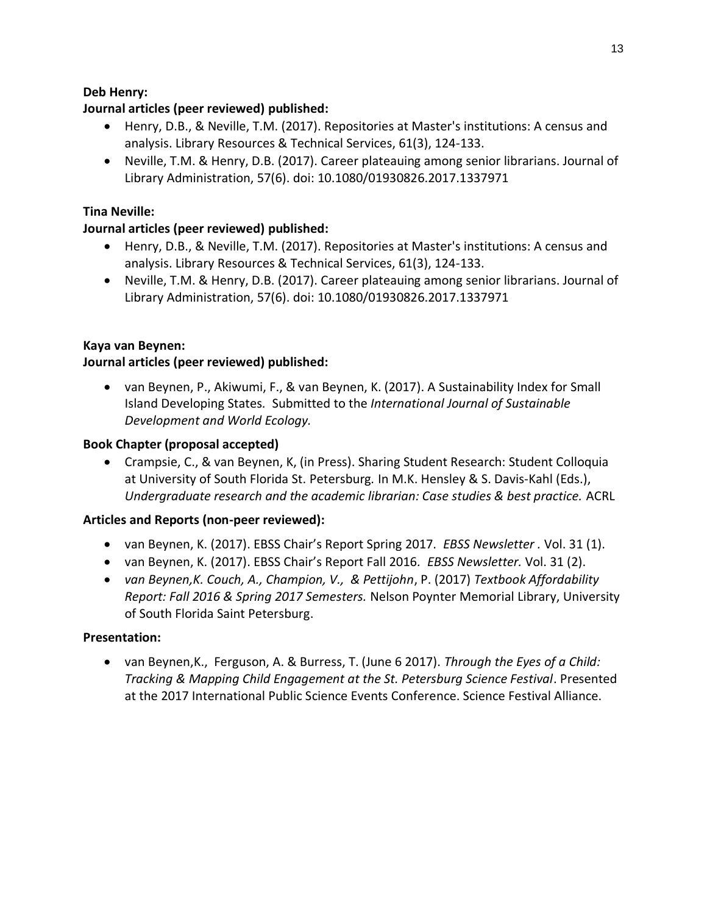**Deb Henry:**

**Journal articles (peer reviewed) published:**

- Henry, D.B., & Neville, T.M. (2017). Repositories at Master's institutions: A census and analysis. Library Resources & Technical Services, 61(3), 124-133.
- Neville, T.M. & Henry, D.B. (2017). Career plateauing among senior librarians. Journal of Library Administration, 57(6). doi: 10.1080/01930826.2017.1337971

**Tina Neville:**

**Journal articles (peer reviewed) published:**

- Henry, D.B., & Neville, T.M. (2017). Repositories at Master's institutions: A census and analysis. Library Resources & Technical Services, 61(3), 124-133.
- Neville, T.M. & Henry, D.B. (2017). Career plateauing among senior librarians. Journal of Library Administration, 57(6). doi: 10.1080/01930826.2017.1337971

**Kaya van Beynen:**

**Journal articles (peer reviewed) published:**

- van Beynen, P., Akiwumi, F., & van Beynen, K. (2017). A Sustainability Index for Small Island Developing States. Submitted to the *International Journal of Sustainable Development and World Ecology.*

**Book Chapter (proposal accepted)**

- Crampsie, C., & van Beynen, K, (in Press). Sharing Student Research: Student Colloquia at University of South Florida St. Petersburg. In M.K. Hensley & S. Davis-Kahl (Eds.), *Undergraduate research and the academic librarian: Case studies & best practice.* ACRL

**Articles and Reports (non-peer reviewed):**

- van Beynen, K. (2017). EBSS Chair's Report Spring 2017. *EBSS Newsletter* . Vol. 31 (1).
- van Beynen, K. (2017). EBSS Chair's Report Fall 2016. *EBSS Newsletter.* Vol. 31 (2).
- *van Beynen,K. Couch, A., Champion, V., & Pettijohn*, P. (2017) *Textbook Affordability Report: Fall 2016 & Spring 2017 Semesters.* Nelson Poynter Memorial Library, University of South Florida Saint Petersburg.

**Presentation:**

- van Beynen,K., Ferguson, A. & Burress, T. (June 6 2017). *Through the Eyes of a Child: Tracking & Mapping Child Engagement at the St. Petersburg Science Festival*. Presented at the 2017 International Public Science Events Conference. Science Festival Alliance.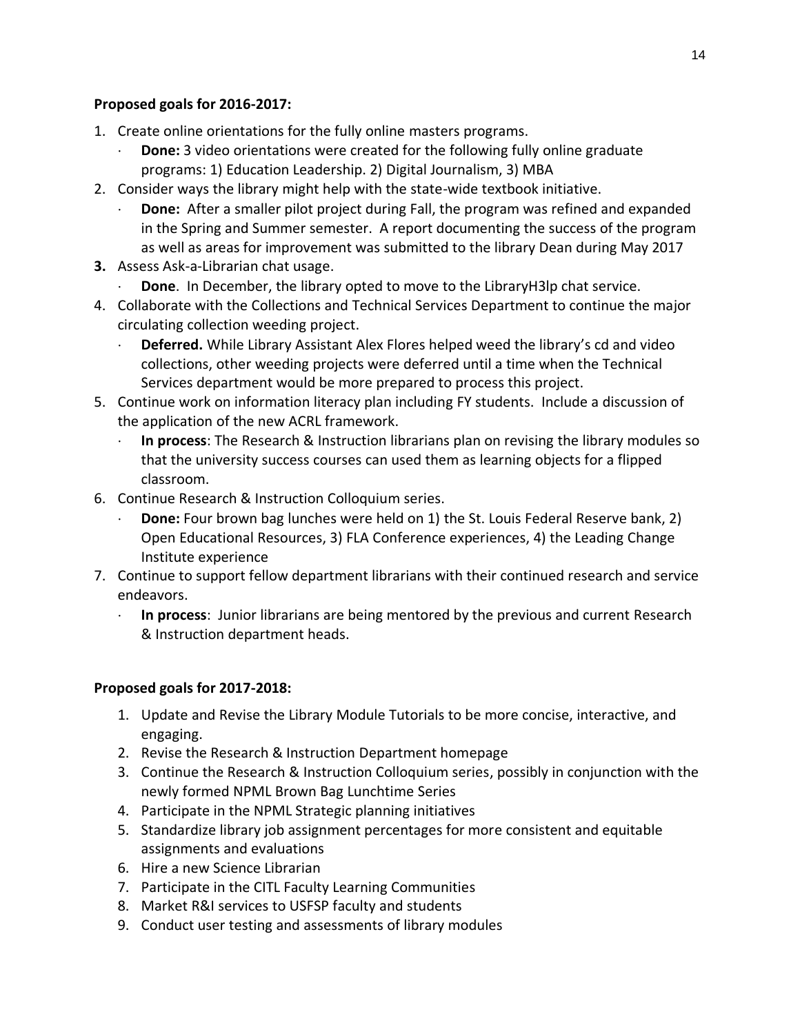**Proposed goals for 2016-2017:**

1. Create online orientations for the fully online masters programs.
   - **Done:** 3 video orientations were created for the following fully online graduate programs: 1) Education Leadership. 2) Digital Journalism, 3) MBA
2. Consider ways the library might help with the state-wide textbook initiative.
   - **Done:** After a smaller pilot project during Fall, the program was refined and expanded in the Spring and Summer semester. A report documenting the success of the program as well as areas for improvement was submitted to the library Dean during May 2017
3. Assess Ask-a-Librarian chat usage.
   - **Done**. In December, the library opted to move to the LibraryH3lp chat service.
4. Collaborate with the Collections and Technical Services Department to continue the major circulating collection weeding project.
   - **Deferred.** While Library Assistant Alex Flores helped weed the library's cd and video collections, other weeding projects were deferred until a time when the Technical Services department would be more prepared to process this project.
5. Continue work on information literacy plan including FY students. Include a discussion of the application of the new ACRL framework.
   - **In process**: The Research & Instruction librarians plan on revising the library modules so that the university success courses can used them as learning objects for a flipped classroom.
6. Continue Research & Instruction Colloquium series.
   - **Done:** Four brown bag lunches were held on 1) the St. Louis Federal Reserve bank, 2) Open Educational Resources, 3) FLA Conference experiences, 4) the Leading Change Institute experience
7. Continue to support fellow department librarians with their continued research and service endeavors.
   - **In process**: Junior librarians are being mentored by the previous and current Research & Instruction department heads.

**Proposed goals for 2017-2018:**

1. Update and Revise the Library Module Tutorials to be more concise, interactive, and engaging.
2. Revise the Research & Instruction Department homepage
3. Continue the Research & Instruction Colloquium series, possibly in conjunction with the newly formed NPML Brown Bag Lunchtime Series
4. Participate in the NPML Strategic planning initiatives
5. Standardize library job assignment percentages for more consistent and equitable assignments and evaluations
6. Hire a new Science Librarian
7. Participate in the CITL Faculty Learning Communities
8. Market R&I services to USFSP faculty and students
9. Conduct user testing and assessments of library modules